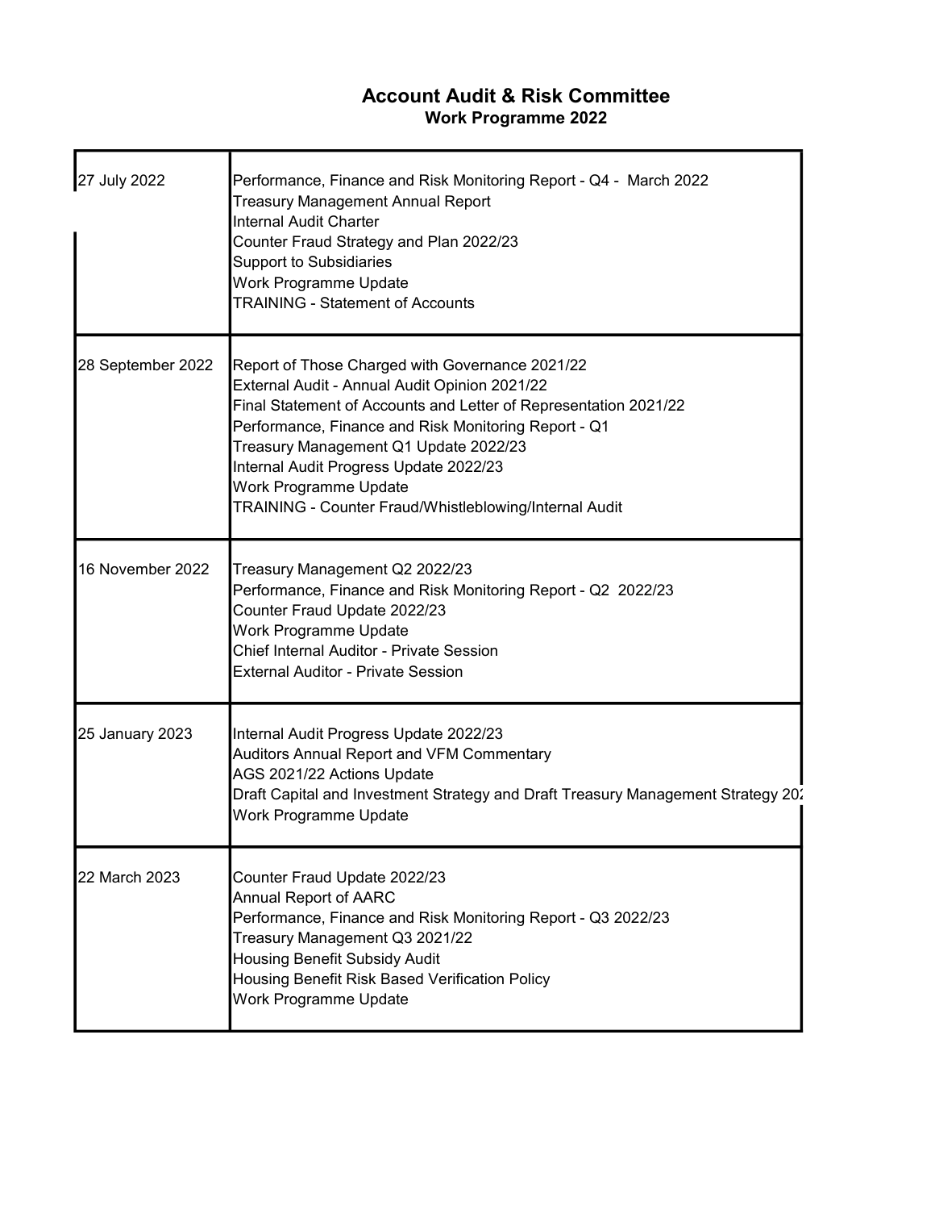# Account Audit & Risk Committee

## Work Programme 2022

| | |
|---|---|
| 27 July 2022 | Performance, Finance and Risk Monitoring Report - Q4 - March 2022<br>Treasury Management Annual Report<br>Internal Audit Charter<br>Counter Fraud Strategy and Plan 2022/23<br>Support to Subsidiaries<br>Work Programme Update<br>TRAINING - Statement of Accounts |
| 28 September 2022 | Report of Those Charged with Governance 2021/22<br>External Audit - Annual Audit Opinion 2021/22<br>Final Statement of Accounts and Letter of Representation 2021/22<br>Performance, Finance and Risk Monitoring Report - Q1<br>Treasury Management Q1 Update 2022/23<br>Internal Audit Progress Update 2022/23<br>Work Programme Update<br>TRAINING - Counter Fraud/Whistleblowing/Internal Audit |
| 16 November 2022 | Treasury Management Q2 2022/23<br>Performance, Finance and Risk Monitoring Report - Q2 2022/23<br>Counter Fraud Update 2022/23<br>Work Programme Update<br>Chief Internal Auditor - Private Session<br>External Auditor - Private Session |
| 25 January 2023 | Internal Audit Progress Update 2022/23<br>Auditors Annual Report and VFM Commentary<br>AGS 2021/22 Actions Update<br>Draft Capital and Investment Strategy and Draft Treasury Management Strategy 202<br>Work Programme Update |
| 22 March 2023 | Counter Fraud Update 2022/23<br>Annual Report of AARC<br>Performance, Finance and Risk Monitoring Report - Q3 2022/23<br>Treasury Management Q3 2021/22<br>Housing Benefit Subsidy Audit<br>Housing Benefit Risk Based Verification Policy<br>Work Programme Update |